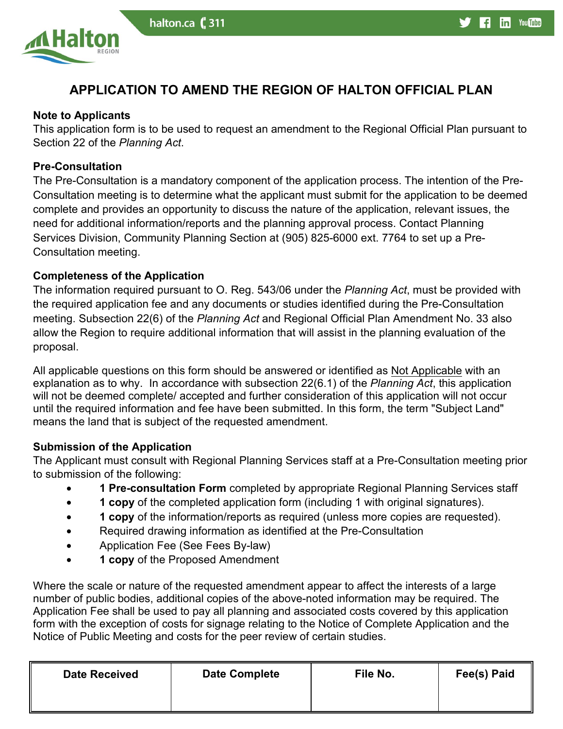# APPLICATION TO AMEND THE REGION OF HALTON OFFICIAL PLAN

**Note to Applicants**

This application form is to be used to request an amendment to the Regional Official Plan pursuant to Section 22 of the *Planning Act*.

**Pre-Consultation**

The Pre-Consultation is a mandatory component of the application process. The intention of the Pre-Consultation meeting is to determine what the applicant must submit for the application to be deemed complete and provides an opportunity to discuss the nature of the application, relevant issues, the need for additional information/reports and the planning approval process. Contact Planning Services Division, Community Planning Section at (905) 825-6000 ext. 7764 to set up a Pre-Consultation meeting.

**Completeness of the Application**

The information required pursuant to O. Reg. 543/06 under the *Planning Act*, must be provided with the required application fee and any documents or studies identified during the Pre-Consultation meeting. Subsection 22(6) of the *Planning Act* and Regional Official Plan Amendment No. 33 also allow the Region to require additional information that will assist in the planning evaluation of the proposal.

All applicable questions on this form should be answered or identified as Not Applicable with an explanation as to why. In accordance with subsection 22(6.1) of the *Planning Act*, this application will not be deemed complete/ accepted and further consideration of this application will not occur until the required information and fee have been submitted. In this form, the term "Subject Land" means the land that is subject of the requested amendment.

**Submission of the Application**

The Applicant must consult with Regional Planning Services staff at a Pre-Consultation meeting prior to submission of the following:

- **1 Pre-consultation Form** completed by appropriate Regional Planning Services staff
- **1 copy** of the completed application form (including 1 with original signatures).
- **1 copy** of the information/reports as required (unless more copies are requested).
- Required drawing information as identified at the Pre-Consultation
- Application Fee (See Fees By-law)
- **1 copy** of the Proposed Amendment

Where the scale or nature of the requested amendment appear to affect the interests of a large number of public bodies, additional copies of the above-noted information may be required. The Application Fee shall be used to pay all planning and associated costs covered by this application form with the exception of costs for signage relating to the Notice of Complete Application and the Notice of Public Meeting and costs for the peer review of certain studies.

| Date Received | Date Complete | File No. | Fee(s) Paid |
|---|---|---|---|
| | | | |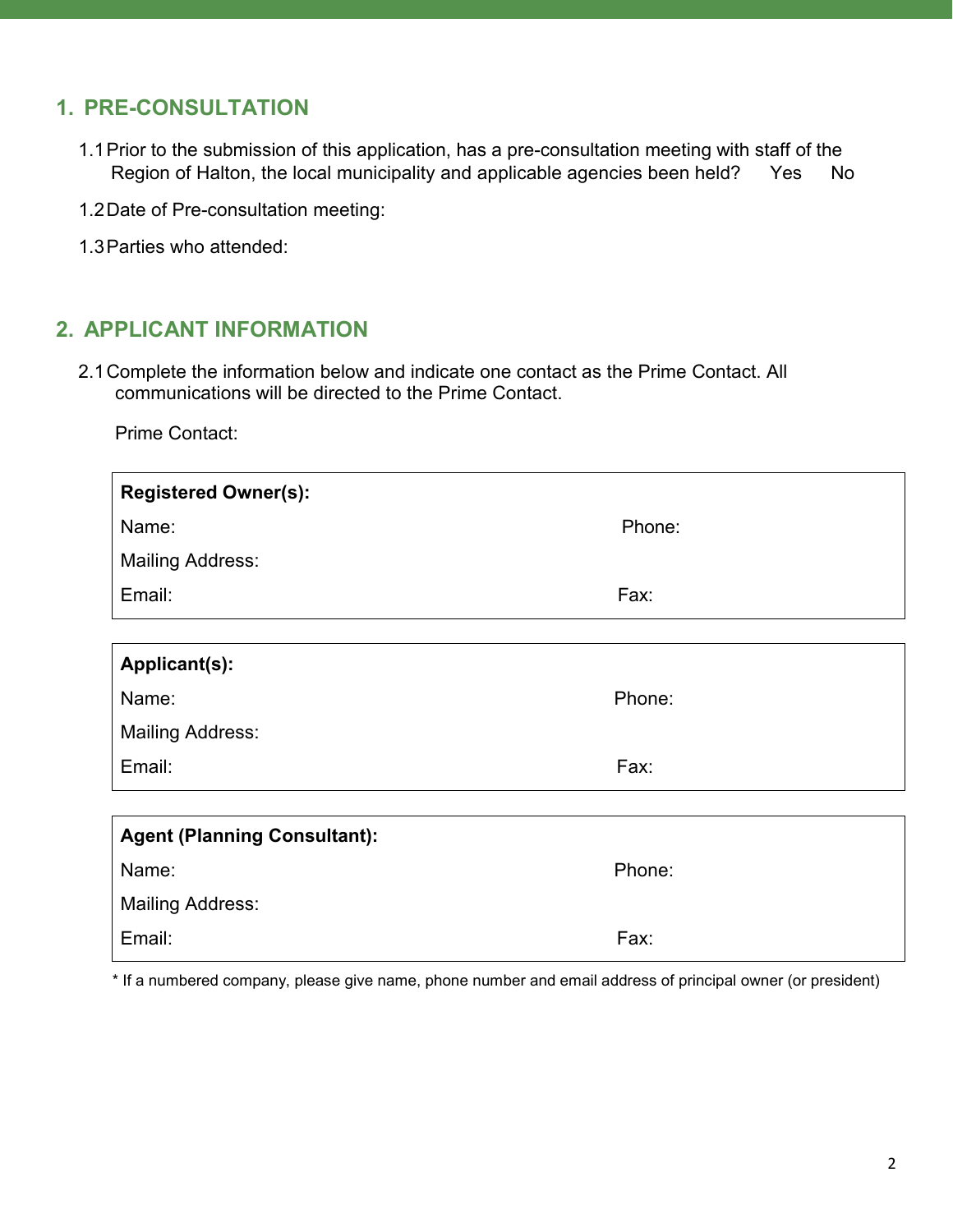## 1. PRE-CONSULTATION

1.1 Prior to the submission of this application, has a pre-consultation meeting with staff of the Region of Halton, the local municipality and applicable agencies been held? Yes No

1.2 Date of Pre-consultation meeting:

1.3 Parties who attended:

## 2. APPLICANT INFORMATION

2.1 Complete the information below and indicate one contact as the Prime Contact. All communications will be directed to the Prime Contact.

Prime Contact:

| **Registered Owner(s):** | |
|---|---|
| Name: | Phone: |
| Mailing Address: | |
| Email: | Fax: |

| **Applicant(s):** | |
|---|---|
| Name: | Phone: |
| Mailing Address: | |
| Email: | Fax: |

| **Agent (Planning Consultant):** | |
|---|---|
| Name: | Phone: |
| Mailing Address: | |
| Email: | Fax: |

* If a numbered company, please give name, phone number and email address of principal owner (or president)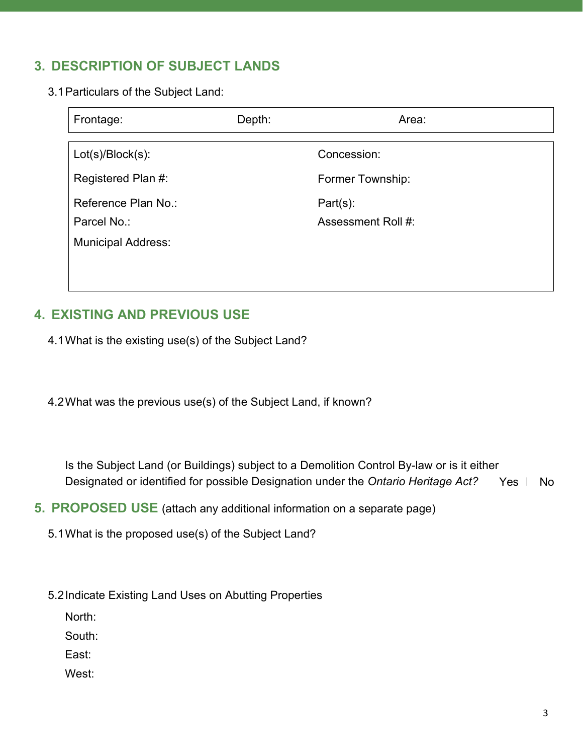## 3. DESCRIPTION OF SUBJECT LANDS

3.1 Particulars of the Subject Land:

| Frontage: | Depth: | Area: |
|---|---|---|

| | |
|---|---|
| Lot(s)/Block(s): | Concession: |
| Registered Plan #: | Former Township: |
| Reference Plan No.: | Part(s): |
| Parcel No.: | Assessment Roll #: |
| Municipal Address: | |

## 4. EXISTING AND PREVIOUS USE

4.1 What is the existing use(s) of the Subject Land?

4.2 What was the previous use(s) of the Subject Land, if known?

Is the Subject Land (or Buildings) subject to a Demolition Control By-law or is it either Designated or identified for possible Designation under the *Ontario Heritage Act?* Yes No

## 5. PROPOSED USE (attach any additional information on a separate page)

5.1 What is the proposed use(s) of the Subject Land?

5.2 Indicate Existing Land Uses on Abutting Properties

North:

South:

East:

West: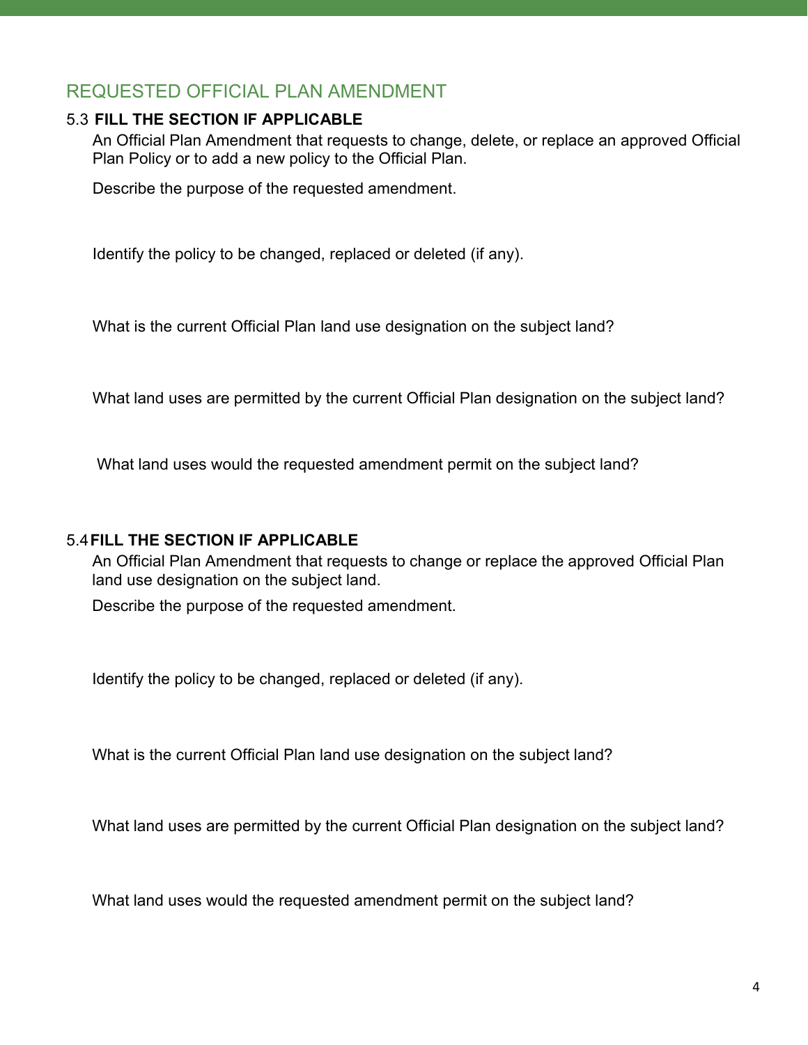## REQUESTED OFFICIAL PLAN AMENDMENT

5.3 **FILL THE SECTION IF APPLICABLE**

An Official Plan Amendment that requests to change, delete, or replace an approved Official Plan Policy or to add a new policy to the Official Plan.

Describe the purpose of the requested amendment.

Identify the policy to be changed, replaced or deleted (if any).

What is the current Official Plan land use designation on the subject land?

What land uses are permitted by the current Official Plan designation on the subject land?

What land uses would the requested amendment permit on the subject land?

5.4 **FILL THE SECTION IF APPLICABLE**

An Official Plan Amendment that requests to change or replace the approved Official Plan land use designation on the subject land.

Describe the purpose of the requested amendment.

Identify the policy to be changed, replaced or deleted (if any).

What is the current Official Plan land use designation on the subject land?

What land uses are permitted by the current Official Plan designation on the subject land?

What land uses would the requested amendment permit on the subject land?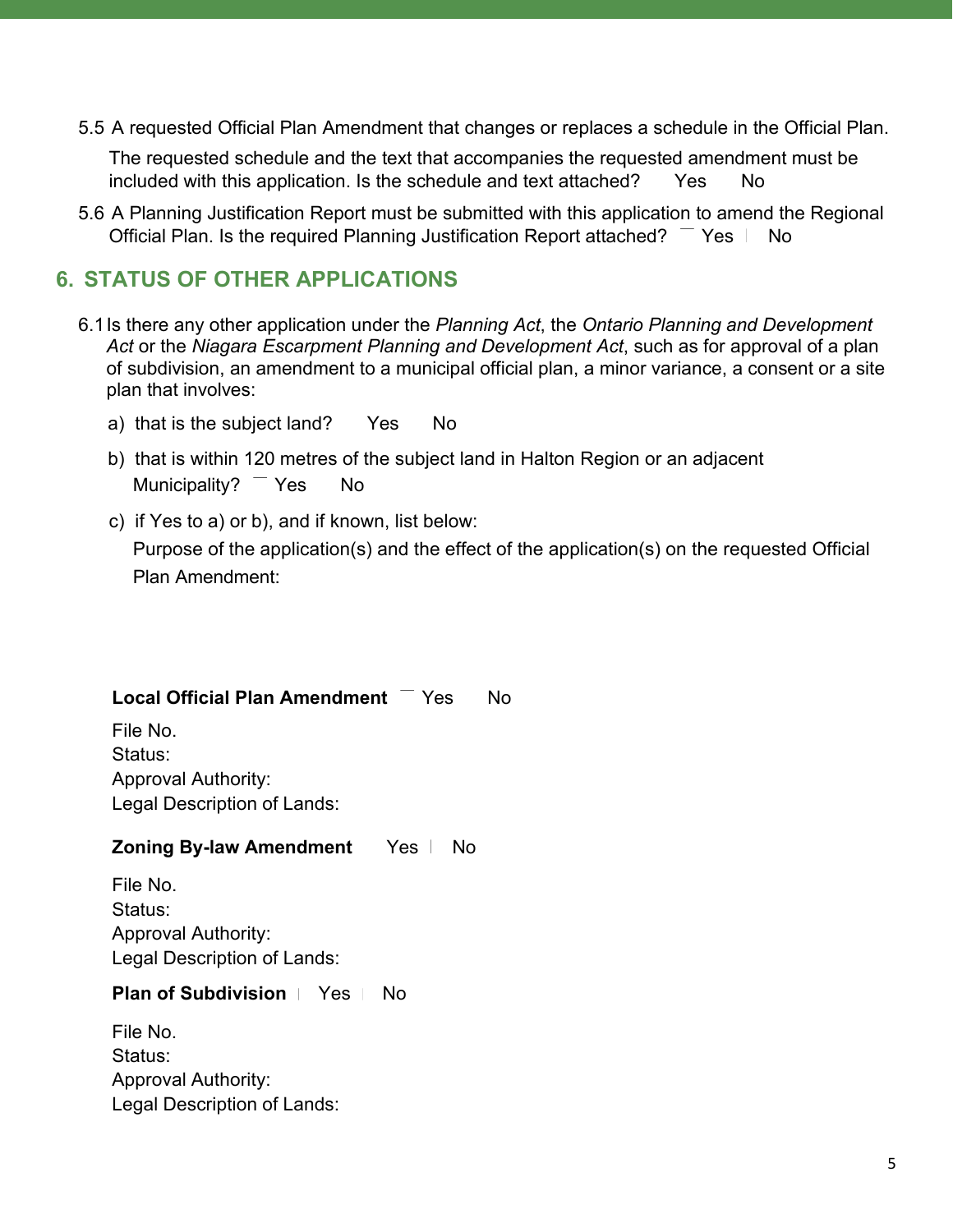5.5 A requested Official Plan Amendment that changes or replaces a schedule in the Official Plan.

The requested schedule and the text that accompanies the requested amendment must be included with this application. Is the schedule and text attached? Yes No

5.6 A Planning Justification Report must be submitted with this application to amend the Regional Official Plan. Is the required Planning Justification Report attached? Yes No

## 6. STATUS OF OTHER APPLICATIONS

6.1 Is there any other application under the *Planning Act*, the *Ontario Planning and Development Act* or the *Niagara Escarpment Planning and Development Act*, such as for approval of a plan of subdivision, an amendment to a municipal official plan, a minor variance, a consent or a site plan that involves:

a) that is the subject land? Yes No

b) that is within 120 metres of the subject land in Halton Region or an adjacent Municipality? Yes No

c) if Yes to a) or b), and if known, list below:

Purpose of the application(s) and the effect of the application(s) on the requested Official Plan Amendment:

**Local Official Plan Amendment** Yes No

File No.
Status:
Approval Authority:
Legal Description of Lands:

**Zoning By-law Amendment** Yes No

File No.
Status:
Approval Authority:
Legal Description of Lands:

**Plan of Subdivision** Yes No

File No.
Status:
Approval Authority:
Legal Description of Lands: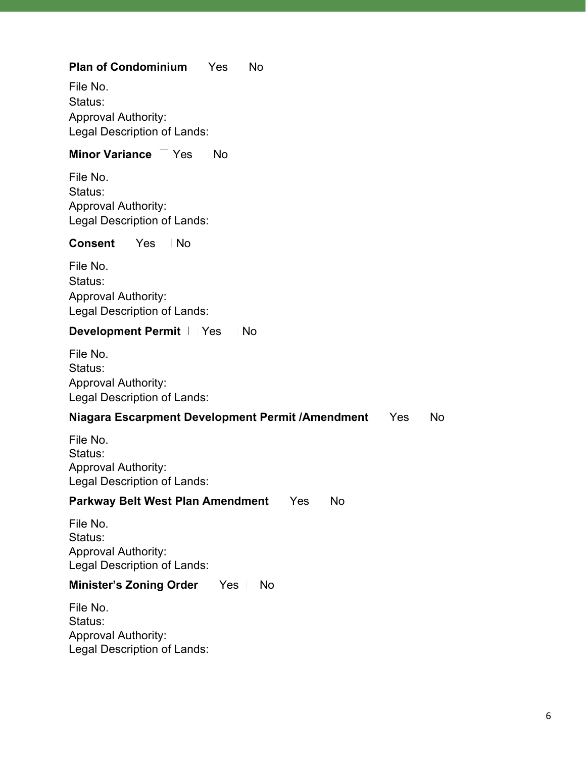**Plan of Condominium** Yes No

File No.
Status:
Approval Authority:
Legal Description of Lands:

**Minor Variance** Yes No

File No.
Status:
Approval Authority:
Legal Description of Lands:

**Consent** Yes No

File No.
Status:
Approval Authority:
Legal Description of Lands:

**Development Permit** Yes No

File No.
Status:
Approval Authority:
Legal Description of Lands:

**Niagara Escarpment Development Permit /Amendment** Yes No

File No.
Status:
Approval Authority:
Legal Description of Lands:

**Parkway Belt West Plan Amendment** Yes No

File No.
Status:
Approval Authority:
Legal Description of Lands:

**Minister's Zoning Order** Yes No

File No.
Status:
Approval Authority:
Legal Description of Lands: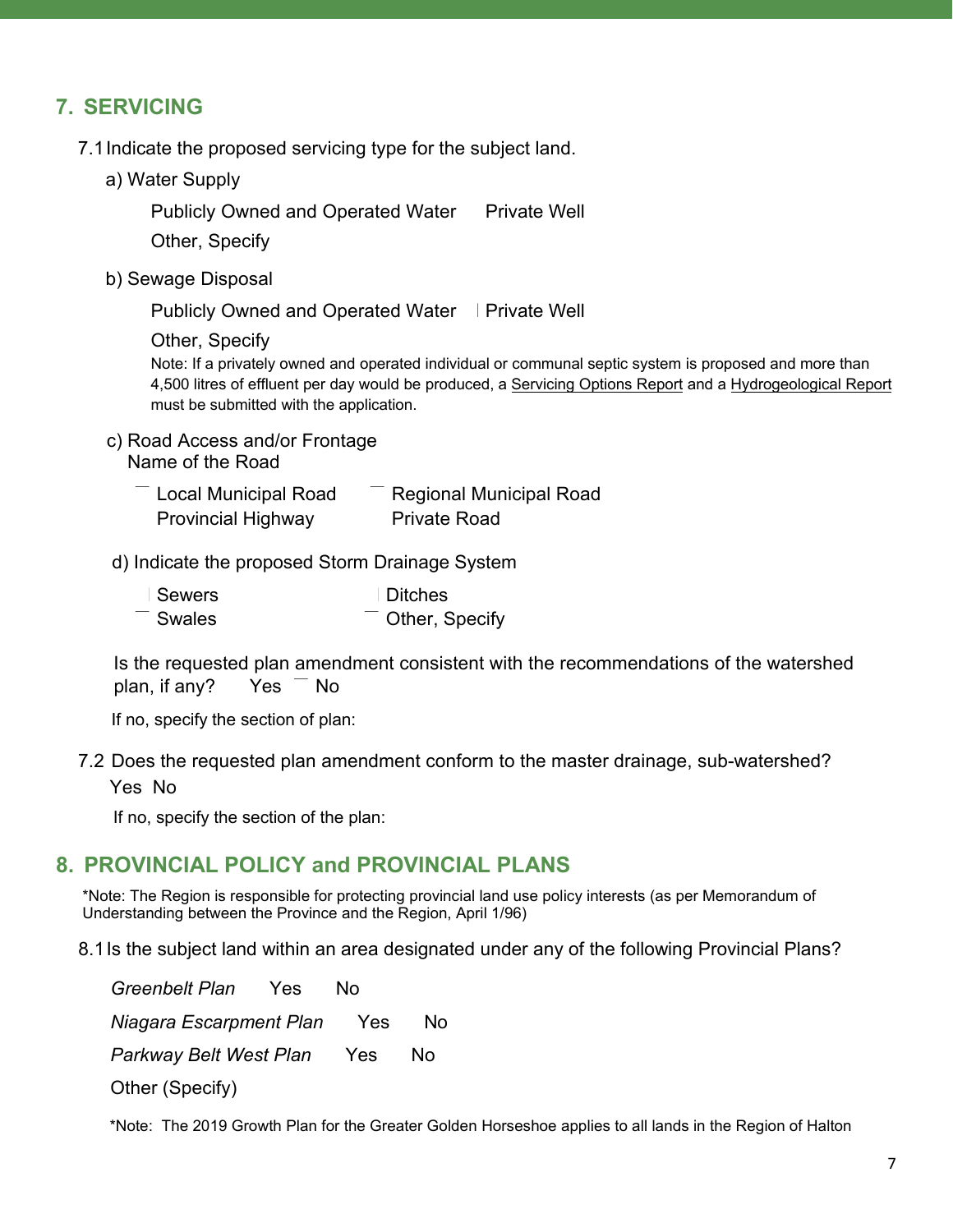## 7. SERVICING

7.1 Indicate the proposed servicing type for the subject land.

a) Water Supply

Publicly Owned and Operated Water     Private Well

Other, Specify

b) Sewage Disposal

Publicly Owned and Operated Water     Private Well

Other, Specify

Note: If a privately owned and operated individual or communal septic system is proposed and more than 4,500 litres of effluent per day would be produced, a Servicing Options Report and a Hydrogeological Report must be submitted with the application.

c) Road Access and/or Frontage
Name of the Road

Local Municipal Road     Regional Municipal Road
Provincial Highway     Private Road

d) Indicate the proposed Storm Drainage System

Sewers     Ditches
Swales     Other, Specify

Is the requested plan amendment consistent with the recommendations of the watershed plan, if any?     Yes     No

If no, specify the section of plan:

7.2 Does the requested plan amendment conform to the master drainage, sub-watershed?
Yes  No

If no, specify the section of the plan:

## 8. PROVINCIAL POLICY and PROVINCIAL PLANS

*Note: The Region is responsible for protecting provincial land use policy interests (as per Memorandum of Understanding between the Province and the Region, April 1/96)

8.1 Is the subject land within an area designated under any of the following Provincial Plans?

*Greenbelt Plan*     Yes     No

*Niagara Escarpment Plan*     Yes     No

*Parkway Belt West Plan*     Yes     No

Other (Specify)

*Note: The 2019 Growth Plan for the Greater Golden Horseshoe applies to all lands in the Region of Halton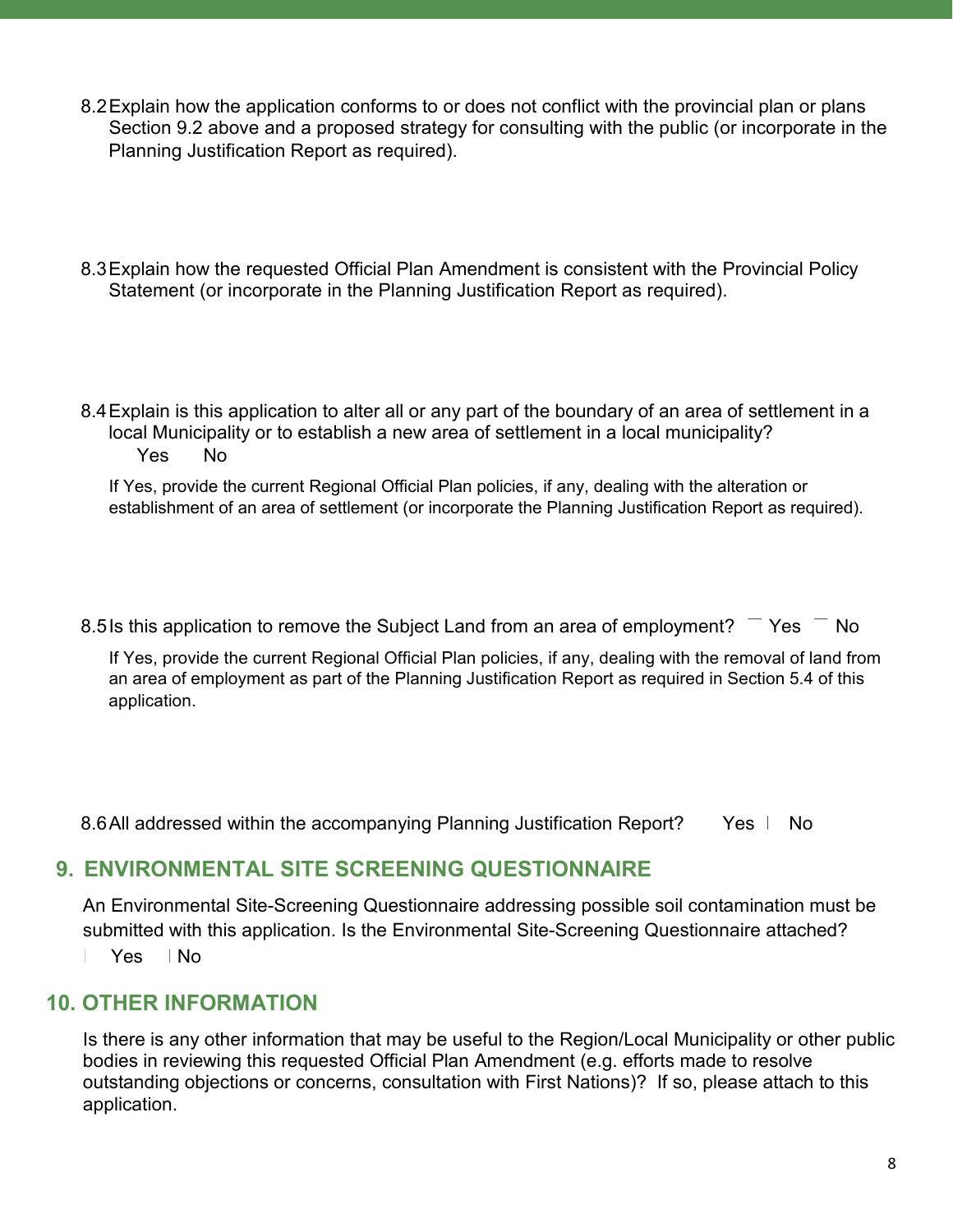8.2 Explain how the application conforms to or does not conflict with the provincial plan or plans Section 9.2 above and a proposed strategy for consulting with the public (or incorporate in the Planning Justification Report as required).

8.3 Explain how the requested Official Plan Amendment is consistent with the Provincial Policy Statement (or incorporate in the Planning Justification Report as required).

8.4 Explain is this application to alter all or any part of the boundary of an area of settlement in a local Municipality or to establish a new area of settlement in a local municipality?

Yes No

If Yes, provide the current Regional Official Plan policies, if any, dealing with the alteration or establishment of an area of settlement (or incorporate the Planning Justification Report as required).

8.5 Is this application to remove the Subject Land from an area of employment? Yes No

If Yes, provide the current Regional Official Plan policies, if any, dealing with the removal of land from an area of employment as part of the Planning Justification Report as required in Section 5.4 of this application.

8.6 All addressed within the accompanying Planning Justification Report? Yes No

## 9. ENVIRONMENTAL SITE SCREENING QUESTIONNAIRE

An Environmental Site-Screening Questionnaire addressing possible soil contamination must be submitted with this application. Is the Environmental Site-Screening Questionnaire attached?

Yes No

## 10. OTHER INFORMATION

Is there is any other information that may be useful to the Region/Local Municipality or other public bodies in reviewing this requested Official Plan Amendment (e.g. efforts made to resolve outstanding objections or concerns, consultation with First Nations)? If so, please attach to this application.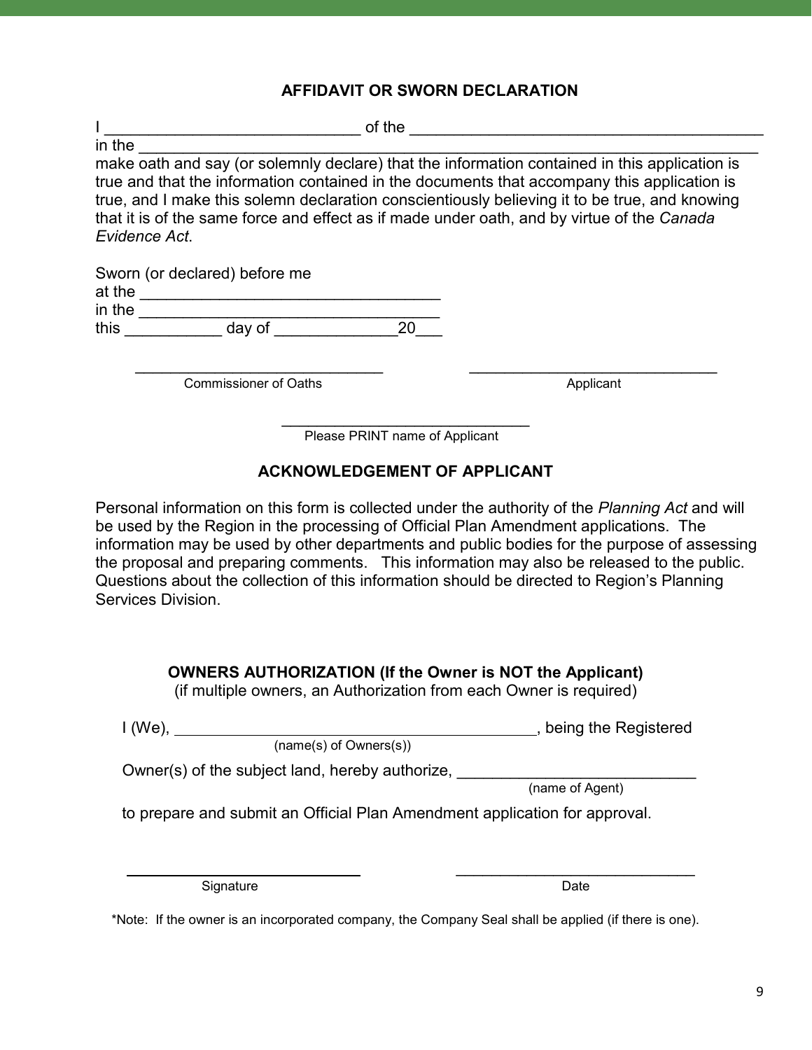## AFFIDAVIT OR SWORN DECLARATION

I _____________________________ of the ________________________________________
in the ______________________________________________________________________
make oath and say (or solemnly declare) that the information contained in this application is true and that the information contained in the documents that accompany this application is true, and I make this solemn declaration conscientiously believing it to be true, and knowing that it is of the same force and effect as if made under oath, and by virtue of the *Canada Evidence Act*.

Sworn (or declared) before me
at the __________________________________
in the __________________________________
this ___________ day of _____________20___

_____________________________ Commissioner of Oaths

_____________________________ Applicant

_____________________________ Please PRINT name of Applicant

## ACKNOWLEDGEMENT OF APPLICANT

Personal information on this form is collected under the authority of the *Planning Act* and will be used by the Region in the processing of Official Plan Amendment applications. The information may be used by other departments and public bodies for the purpose of assessing the proposal and preparing comments. This information may also be released to the public. Questions about the collection of this information should be directed to Region's Planning Services Division.

## OWNERS AUTHORIZATION (If the Owner is NOT the Applicant)

(if multiple owners, an Authorization from each Owner is required)

I (We), ________________________________________ (name(s) of Owners(s)), being the Registered Owner(s) of the subject land, hereby authorize, ___________________________ (name of Agent) to prepare and submit an Official Plan Amendment application for approval.

_____________________________ Signature

_____________________________ Date

*Note: If the owner is an incorporated company, the Company Seal shall be applied (if there is one).